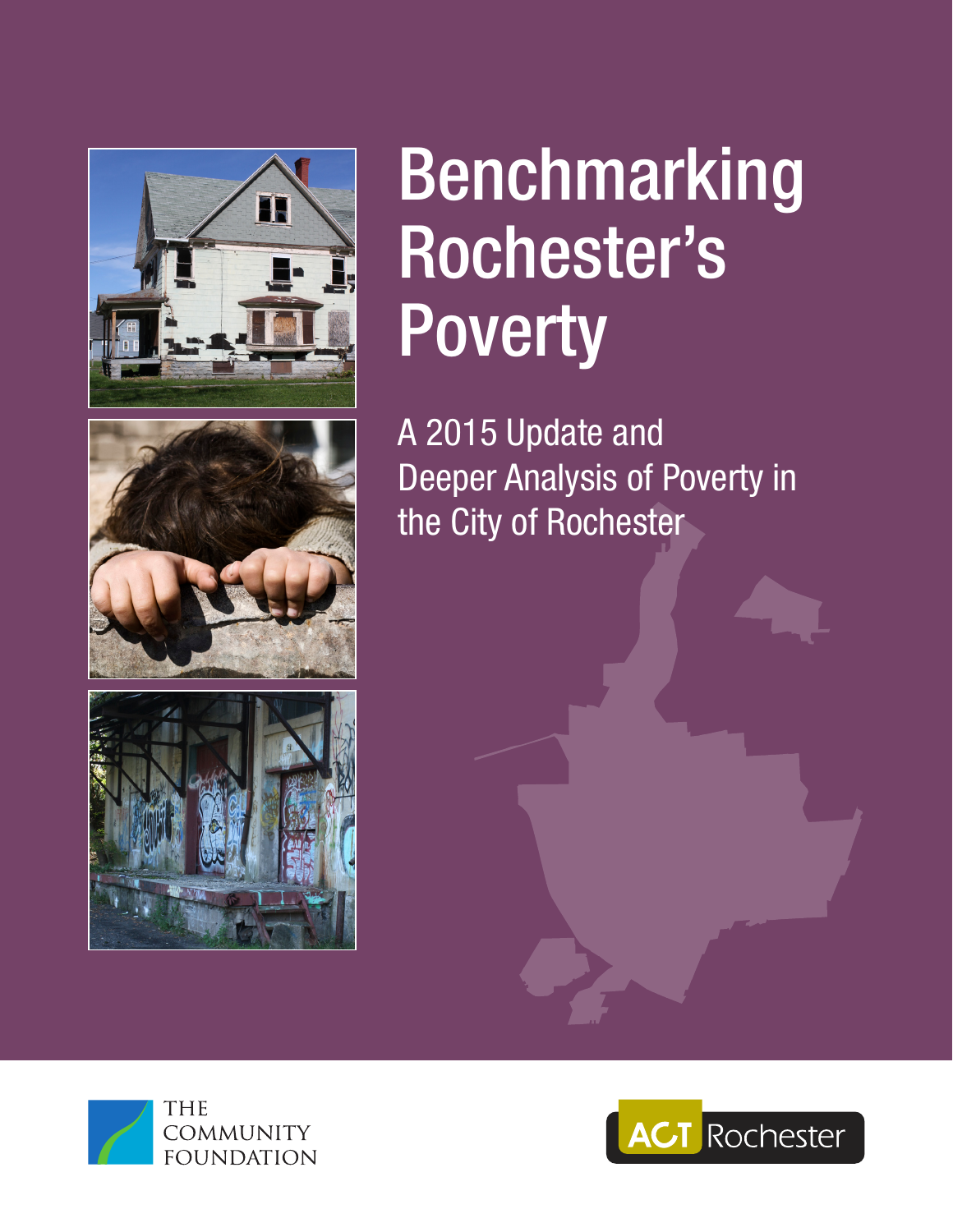# Benchmarking Rochester's Poverty

## A 2015 Update and Deeper Analysis of Poverty in the City of Rochester

THE COMMUNITY FOUNDATION

ACT Rochester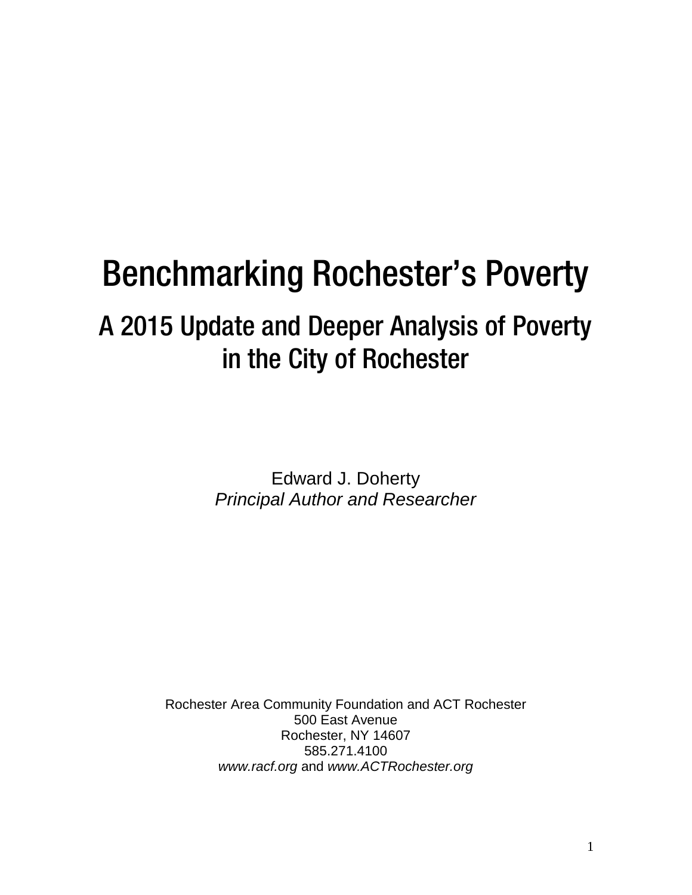# Benchmarking Rochester's Poverty

## A 2015 Update and Deeper Analysis of Poverty in the City of Rochester

Edward J. Doherty
*Principal Author and Researcher*

Rochester Area Community Foundation and ACT Rochester
500 East Avenue
Rochester, NY 14607
585.271.4100
*www.racf.org* and *www.ACTRochester.org*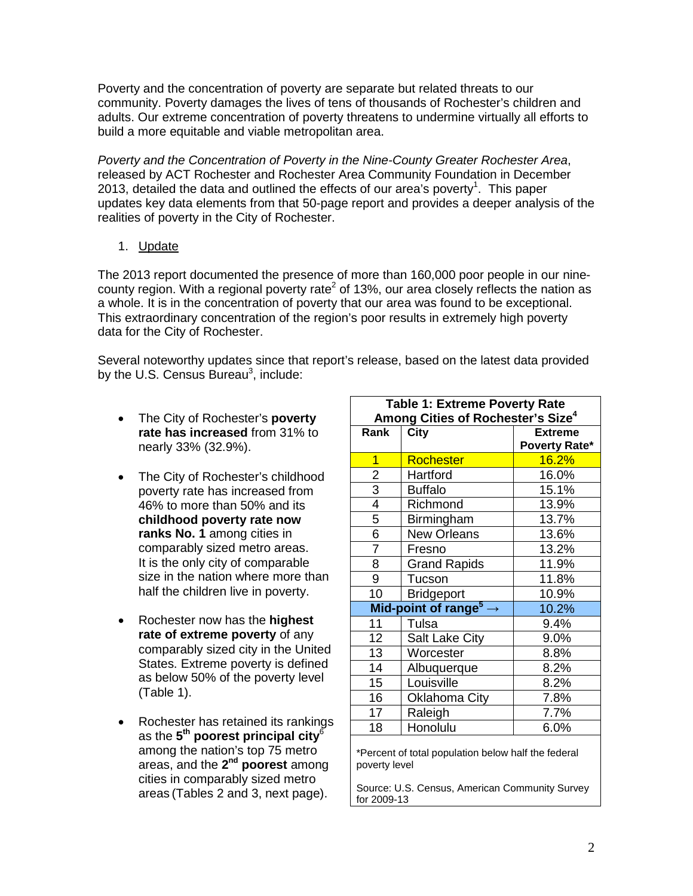Poverty and the concentration of poverty are separate but related threats to our community. Poverty damages the lives of tens of thousands of Rochester's children and adults. Our extreme concentration of poverty threatens to undermine virtually all efforts to build a more equitable and viable metropolitan area.

*Poverty and the Concentration of Poverty in the Nine-County Greater Rochester Area*, released by ACT Rochester and Rochester Area Community Foundation in December 2013, detailed the data and outlined the effects of our area's poverty[1]. This paper updates key data elements from that 50-page report and provides a deeper analysis of the realities of poverty in the City of Rochester.

1. Update

The 2013 report documented the presence of more than 160,000 poor people in our nine-county region. With a regional poverty rate[2] of 13%, our area closely reflects the nation as a whole. It is in the concentration of poverty that our area was found to be exceptional. This extraordinary concentration of the region's poor results in extremely high poverty data for the City of Rochester.

Several noteworthy updates since that report's release, based on the latest data provided by the U.S. Census Bureau[3], include:

- The City of Rochester's **poverty rate has increased** from 31% to nearly 33% (32.9%).
- The City of Rochester's childhood poverty rate has increased from 46% to more than 50% and its **childhood poverty rate now ranks No. 1** among cities in comparably sized metro areas. It is the only city of comparable size in the nation where more than half the children live in poverty.
- Rochester now has the **highest rate of extreme poverty** of any comparably sized city in the United States. Extreme poverty is defined as below 50% of the poverty level (Table 1).
- Rochester has retained its rankings as the **5th poorest principal city**[6] among the nation's top 75 metro areas, and the **2nd poorest** among cities in comparably sized metro areas (Tables 2 and 3, next page).

**Table 1: Extreme Poverty Rate Among Cities of Rochester's Size[4]**

| Rank | City | Extreme Poverty Rate* |
|---|---|---|
| 1 | Rochester | 16.2% |
| 2 | Hartford | 16.0% |
| 3 | Buffalo | 15.1% |
| 4 | Richmond | 13.9% |
| 5 | Birmingham | 13.7% |
| 6 | New Orleans | 13.6% |
| 7 | Fresno | 13.2% |
| 8 | Grand Rapids | 11.9% |
| 9 | Tucson | 11.8% |
| 10 | Bridgeport | 10.9% |
| **Mid-point of range[5] →** | | 10.2% |
| 11 | Tulsa | 9.4% |
| 12 | Salt Lake City | 9.0% |
| 13 | Worcester | 8.8% |
| 14 | Albuquerque | 8.2% |
| 15 | Louisville | 8.2% |
| 16 | Oklahoma City | 7.8% |
| 17 | Raleigh | 7.7% |
| 18 | Honolulu | 6.0% |

*Percent of total population below half the federal poverty level

Source: U.S. Census, American Community Survey for 2009-13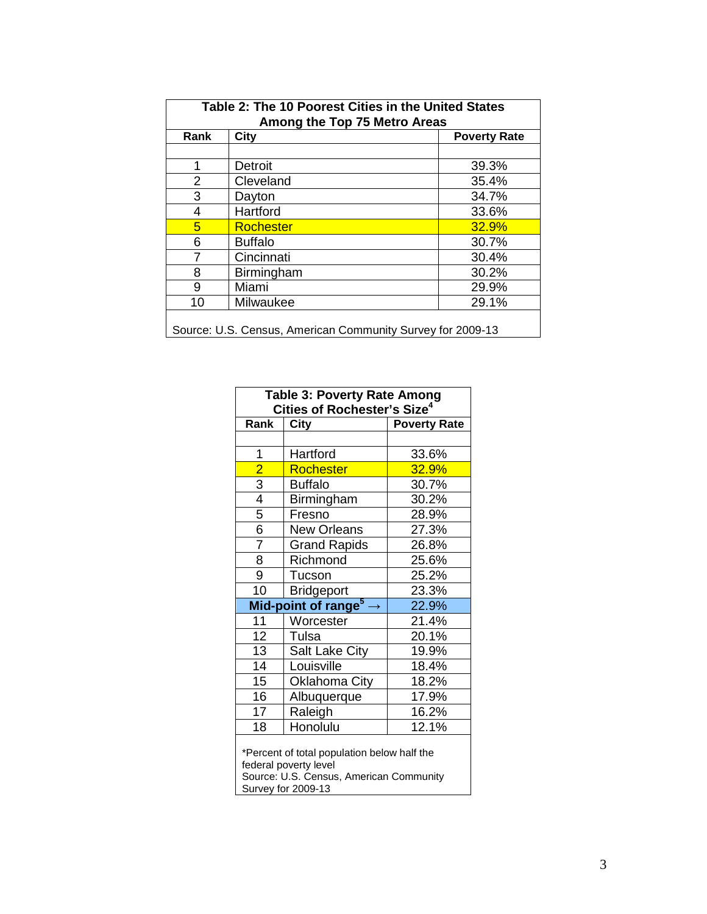**Table 2: The 10 Poorest Cities in the United States Among the Top 75 Metro Areas**

| Rank | City | Poverty Rate |
|---|---|---|
| | | |
| 1 | Detroit | 39.3% |
| 2 | Cleveland | 35.4% |
| 3 | Dayton | 34.7% |
| 4 | Hartford | 33.6% |
| 5 | Rochester | 32.9% |
| 6 | Buffalo | 30.7% |
| 7 | Cincinnati | 30.4% |
| 8 | Birmingham | 30.2% |
| 9 | Miami | 29.9% |
| 10 | Milwaukee | 29.1% |

Source: U.S. Census, American Community Survey for 2009-13

**Table 3: Poverty Rate Among Cities of Rochester's Size[4]**

| Rank | City | Poverty Rate |
|---|---|---|
| | | |
| 1 | Hartford | 33.6% |
| 2 | Rochester | 32.9% |
| 3 | Buffalo | 30.7% |
| 4 | Birmingham | 30.2% |
| 5 | Fresno | 28.9% |
| 6 | New Orleans | 27.3% |
| 7 | Grand Rapids | 26.8% |
| 8 | Richmond | 25.6% |
| 9 | Tucson | 25.2% |
| 10 | Bridgeport | 23.3% |
| **Mid-point of range[5] →** | | 22.9% |
| 11 | Worcester | 21.4% |
| 12 | Tulsa | 20.1% |
| 13 | Salt Lake City | 19.9% |
| 14 | Louisville | 18.4% |
| 15 | Oklahoma City | 18.2% |
| 16 | Albuquerque | 17.9% |
| 17 | Raleigh | 16.2% |
| 18 | Honolulu | 12.1% |

*Percent of total population below half the federal poverty level
Source: U.S. Census, American Community Survey for 2009-13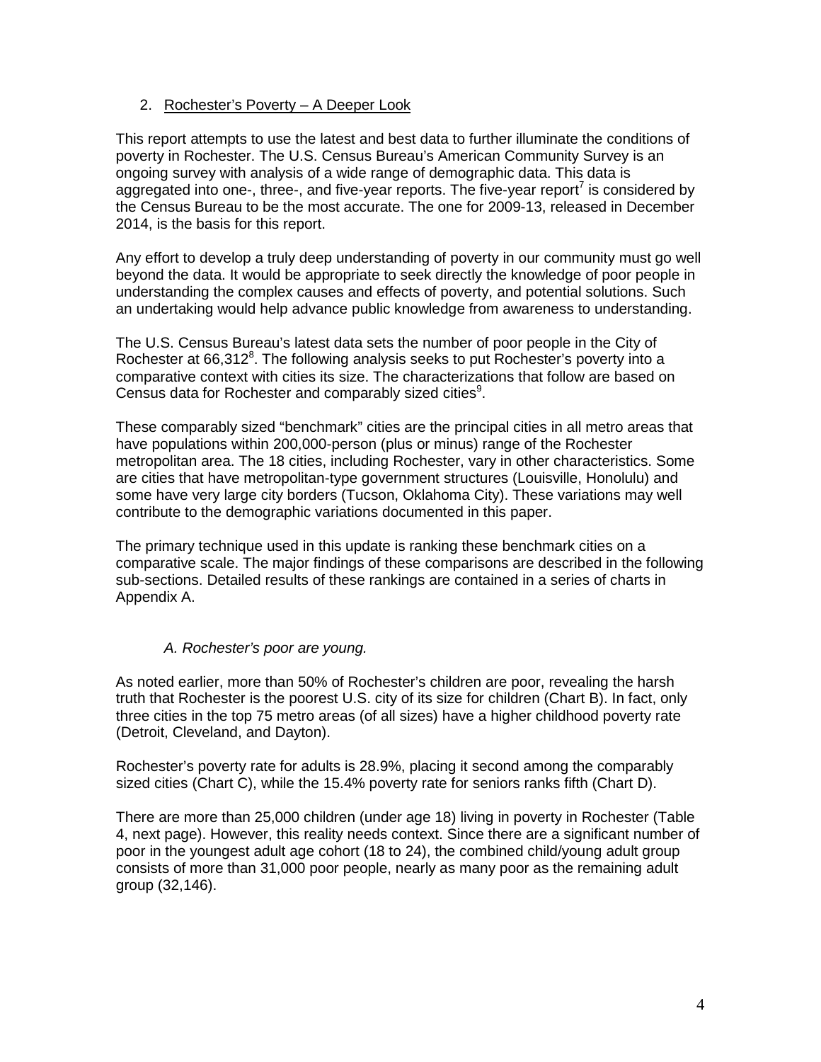## 2. Rochester's Poverty – A Deeper Look

This report attempts to use the latest and best data to further illuminate the conditions of poverty in Rochester. The U.S. Census Bureau's American Community Survey is an ongoing survey with analysis of a wide range of demographic data. This data is aggregated into one-, three-, and five-year reports. The five-year report[7] is considered by the Census Bureau to be the most accurate. The one for 2009-13, released in December 2014, is the basis for this report.

Any effort to develop a truly deep understanding of poverty in our community must go well beyond the data. It would be appropriate to seek directly the knowledge of poor people in understanding the complex causes and effects of poverty, and potential solutions. Such an undertaking would help advance public knowledge from awareness to understanding.

The U.S. Census Bureau's latest data sets the number of poor people in the City of Rochester at 66,312[8]. The following analysis seeks to put Rochester's poverty into a comparative context with cities its size. The characterizations that follow are based on Census data for Rochester and comparably sized cities[9].

These comparably sized "benchmark" cities are the principal cities in all metro areas that have populations within 200,000-person (plus or minus) range of the Rochester metropolitan area. The 18 cities, including Rochester, vary in other characteristics. Some are cities that have metropolitan-type government structures (Louisville, Honolulu) and some have very large city borders (Tucson, Oklahoma City). These variations may well contribute to the demographic variations documented in this paper.

The primary technique used in this update is ranking these benchmark cities on a comparative scale. The major findings of these comparisons are described in the following sub-sections. Detailed results of these rankings are contained in a series of charts in Appendix A.

### *A. Rochester's poor are young.*

As noted earlier, more than 50% of Rochester's children are poor, revealing the harsh truth that Rochester is the poorest U.S. city of its size for children (Chart B). In fact, only three cities in the top 75 metro areas (of all sizes) have a higher childhood poverty rate (Detroit, Cleveland, and Dayton).

Rochester's poverty rate for adults is 28.9%, placing it second among the comparably sized cities (Chart C), while the 15.4% poverty rate for seniors ranks fifth (Chart D).

There are more than 25,000 children (under age 18) living in poverty in Rochester (Table 4, next page). However, this reality needs context. Since there are a significant number of poor in the youngest adult age cohort (18 to 24), the combined child/young adult group consists of more than 31,000 poor people, nearly as many poor as the remaining adult group (32,146).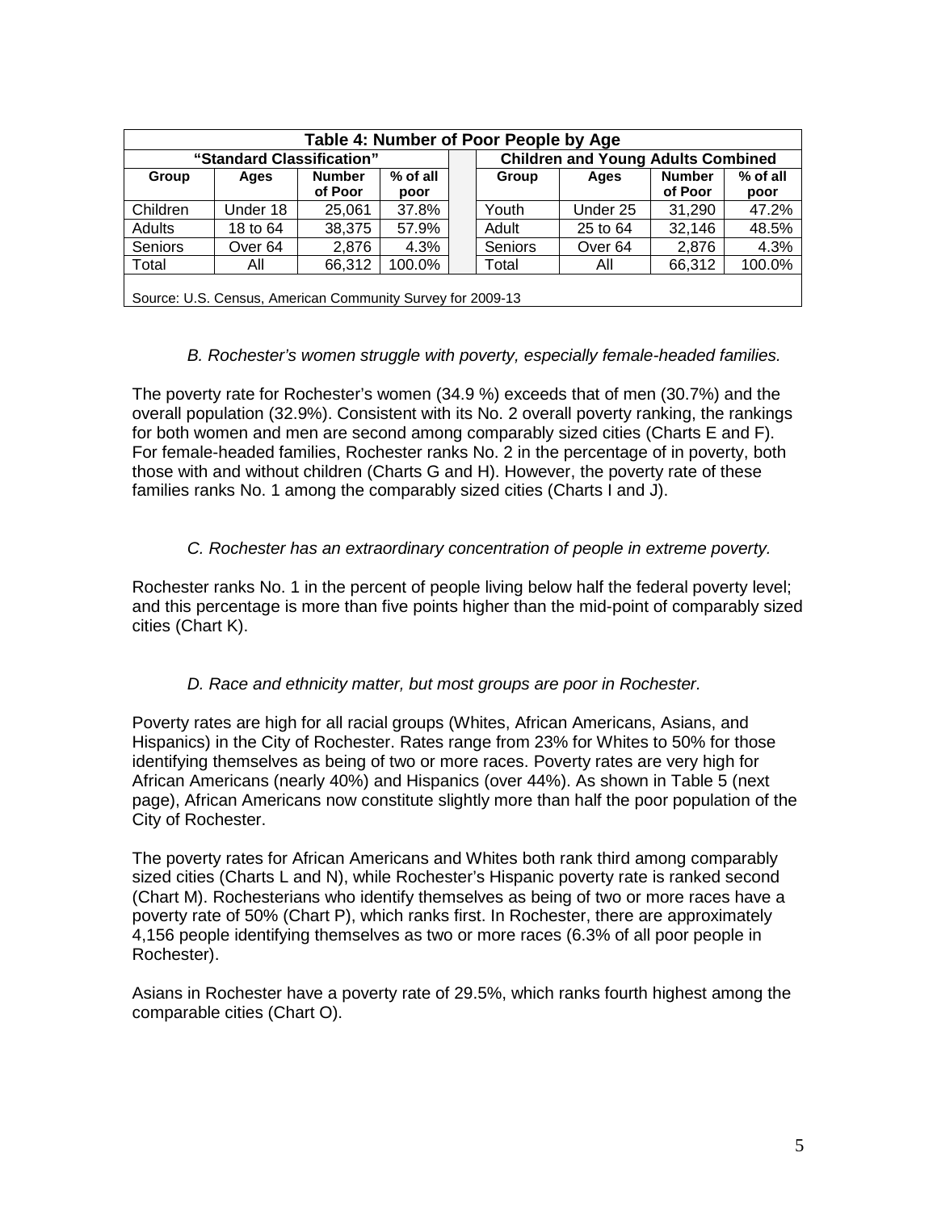| Table 4: Number of Poor People by Age | | | | | | | | |
|---|---|---|---|---|---|---|---|---|
| "Standard Classification" | | | | | Children and Young Adults Combined | | | |
| Group | Ages | Number of Poor | % of all poor | | Group | Ages | Number of Poor | % of all poor |
| Children | Under 18 | 25,061 | 37.8% | | Youth | Under 25 | 31,290 | 47.2% |
| Adults | 18 to 64 | 38,375 | 57.9% | | Adult | 25 to 64 | 32,146 | 48.5% |
| Seniors | Over 64 | 2,876 | 4.3% | | Seniors | Over 64 | 2,876 | 4.3% |
| Total | All | 66,312 | 100.0% | | Total | All | 66,312 | 100.0% |

Source: U.S. Census, American Community Survey for 2009-13

*B. Rochester's women struggle with poverty, especially female-headed families.*

The poverty rate for Rochester's women (34.9 %) exceeds that of men (30.7%) and the overall population (32.9%). Consistent with its No. 2 overall poverty ranking, the rankings for both women and men are second among comparably sized cities (Charts E and F). For female-headed families, Rochester ranks No. 2 in the percentage of in poverty, both those with and without children (Charts G and H). However, the poverty rate of these families ranks No. 1 among the comparably sized cities (Charts I and J).

*C. Rochester has an extraordinary concentration of people in extreme poverty.*

Rochester ranks No. 1 in the percent of people living below half the federal poverty level; and this percentage is more than five points higher than the mid-point of comparably sized cities (Chart K).

*D. Race and ethnicity matter, but most groups are poor in Rochester.*

Poverty rates are high for all racial groups (Whites, African Americans, Asians, and Hispanics) in the City of Rochester. Rates range from 23% for Whites to 50% for those identifying themselves as being of two or more races. Poverty rates are very high for African Americans (nearly 40%) and Hispanics (over 44%). As shown in Table 5 (next page), African Americans now constitute slightly more than half the poor population of the City of Rochester.

The poverty rates for African Americans and Whites both rank third among comparably sized cities (Charts L and N), while Rochester's Hispanic poverty rate is ranked second (Chart M). Rochesterians who identify themselves as being of two or more races have a poverty rate of 50% (Chart P), which ranks first. In Rochester, there are approximately 4,156 people identifying themselves as two or more races (6.3% of all poor people in Rochester).

Asians in Rochester have a poverty rate of 29.5%, which ranks fourth highest among the comparable cities (Chart O).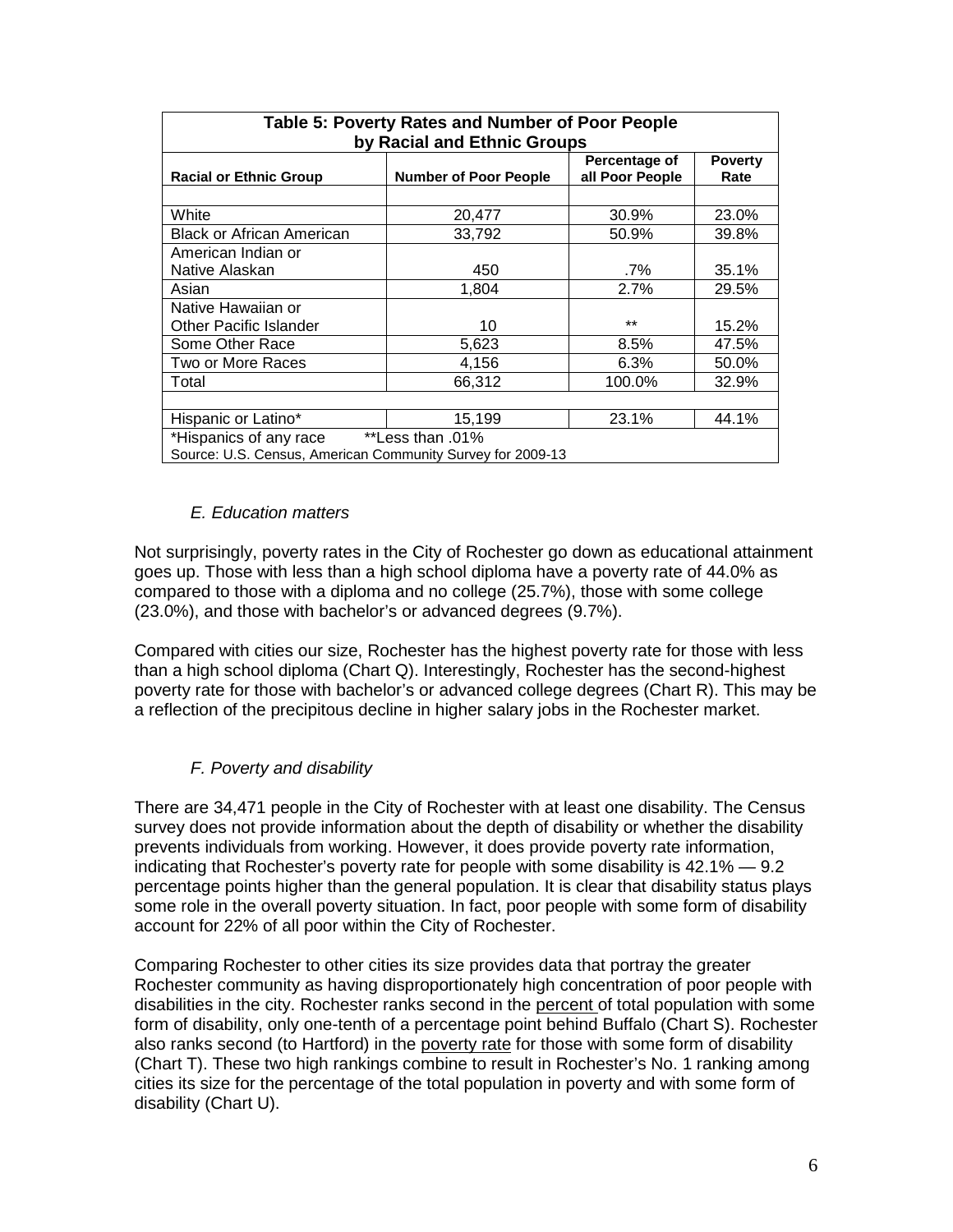| Table 5: Poverty Rates and Number of Poor People by Racial and Ethnic Groups | | | |
|---|---|---|---|
| **Racial or Ethnic Group** | **Number of Poor People** | **Percentage of all Poor People** | **Poverty Rate** |
| | | | |
| White | 20,477 | 30.9% | 23.0% |
| Black or African American | 33,792 | 50.9% | 39.8% |
| American Indian or Native Alaskan | 450 | .7% | 35.1% |
| Asian | 1,804 | 2.7% | 29.5% |
| Native Hawaiian or Other Pacific Islander | 10 | ** | 15.2% |
| Some Other Race | 5,623 | 8.5% | 47.5% |
| Two or More Races | 4,156 | 6.3% | 50.0% |
| Total | 66,312 | 100.0% | 32.9% |
| | | | |
| Hispanic or Latino* | 15,199 | 23.1% | 44.1% |

*Hispanics of any race **Less than .01%
Source: U.S. Census, American Community Survey for 2009-13

### *E. Education matters*

Not surprisingly, poverty rates in the City of Rochester go down as educational attainment goes up. Those with less than a high school diploma have a poverty rate of 44.0% as compared to those with a diploma and no college (25.7%), those with some college (23.0%), and those with bachelor's or advanced degrees (9.7%).

Compared with cities our size, Rochester has the highest poverty rate for those with less than a high school diploma (Chart Q). Interestingly, Rochester has the second-highest poverty rate for those with bachelor's or advanced college degrees (Chart R). This may be a reflection of the precipitous decline in higher salary jobs in the Rochester market.

### *F. Poverty and disability*

There are 34,471 people in the City of Rochester with at least one disability. The Census survey does not provide information about the depth of disability or whether the disability prevents individuals from working. However, it does provide poverty rate information, indicating that Rochester's poverty rate for people with some disability is 42.1% — 9.2 percentage points higher than the general population. It is clear that disability status plays some role in the overall poverty situation. In fact, poor people with some form of disability account for 22% of all poor within the City of Rochester.

Comparing Rochester to other cities its size provides data that portray the greater Rochester community as having disproportionately high concentration of poor people with disabilities in the city. Rochester ranks second in the percent of total population with some form of disability, only one-tenth of a percentage point behind Buffalo (Chart S). Rochester also ranks second (to Hartford) in the poverty rate for those with some form of disability (Chart T). These two high rankings combine to result in Rochester's No. 1 ranking among cities its size for the percentage of the total population in poverty and with some form of disability (Chart U).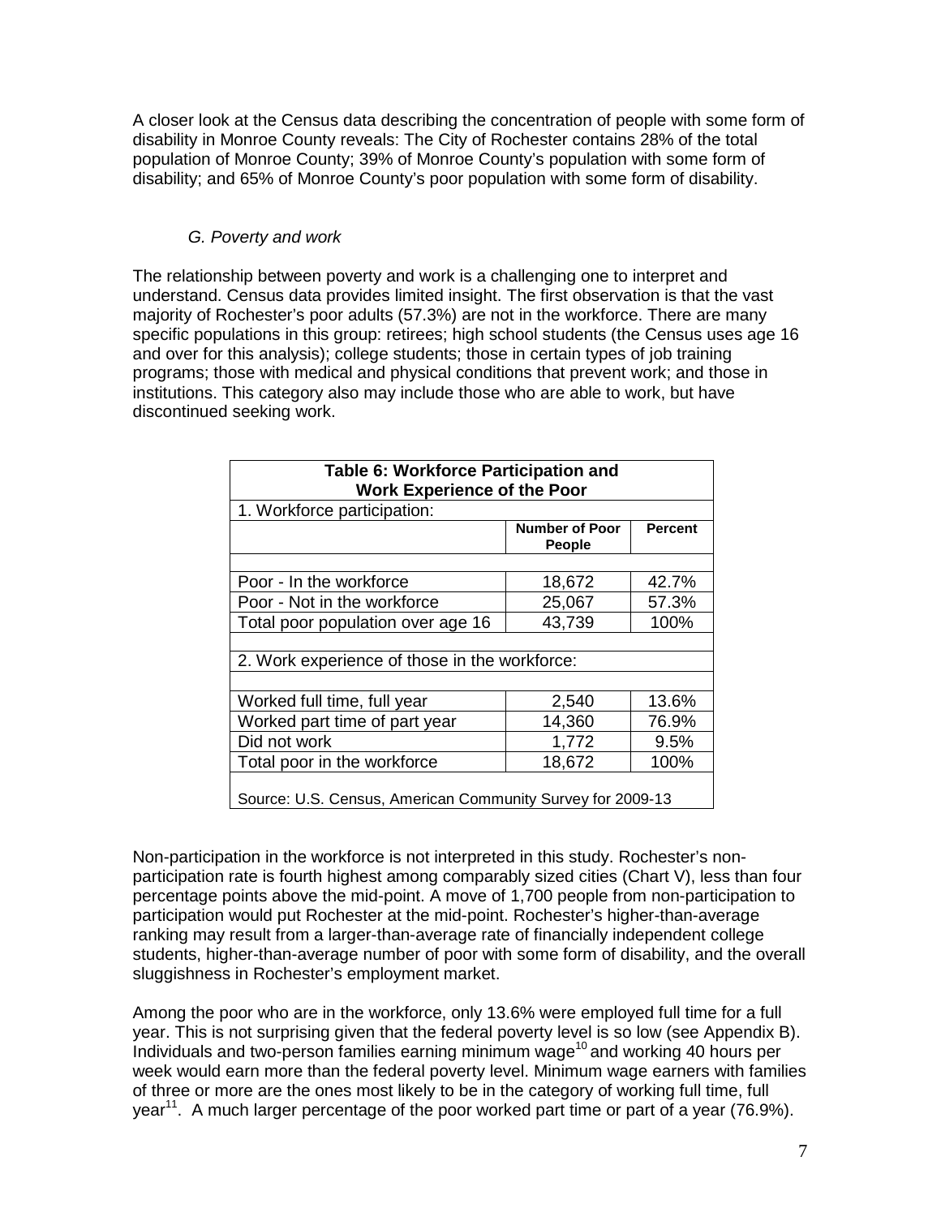A closer look at the Census data describing the concentration of people with some form of disability in Monroe County reveals: The City of Rochester contains 28% of the total population of Monroe County; 39% of Monroe County's population with some form of disability; and 65% of Monroe County's poor population with some form of disability.

### *G. Poverty and work*

The relationship between poverty and work is a challenging one to interpret and understand. Census data provides limited insight. The first observation is that the vast majority of Rochester's poor adults (57.3%) are not in the workforce. There are many specific populations in this group: retirees; high school students (the Census uses age 16 and over for this analysis); college students; those in certain types of job training programs; those with medical and physical conditions that prevent work; and those in institutions. This category also may include those who are able to work, but have discontinued seeking work.

| **Table 6: Workforce Participation and Work Experience of the Poor** | | |
|---|---|---|
| 1. Workforce participation: | | |
| | **Number of Poor People** | **Percent** |
| Poor - In the workforce | 18,672 | 42.7% |
| Poor - Not in the workforce | 25,067 | 57.3% |
| Total poor population over age 16 | 43,739 | 100% |
| 2. Work experience of those in the workforce: | | |
| Worked full time, full year | 2,540 | 13.6% |
| Worked part time of part year | 14,360 | 76.9% |
| Did not work | 1,772 | 9.5% |
| Total poor in the workforce | 18,672 | 100% |
| Source: U.S. Census, American Community Survey for 2009-13 | | |

Non-participation in the workforce is not interpreted in this study. Rochester's non-participation rate is fourth highest among comparably sized cities (Chart V), less than four percentage points above the mid-point. A move of 1,700 people from non-participation to participation would put Rochester at the mid-point. Rochester's higher-than-average ranking may result from a larger-than-average rate of financially independent college students, higher-than-average number of poor with some form of disability, and the overall sluggishness in Rochester's employment market.

Among the poor who are in the workforce, only 13.6% were employed full time for a full year. This is not surprising given that the federal poverty level is so low (see Appendix B). Individuals and two-person families earning minimum wage[10] and working 40 hours per week would earn more than the federal poverty level. Minimum wage earners with families of three or more are the ones most likely to be in the category of working full time, full year[11]. A much larger percentage of the poor worked part time or part of a year (76.9%).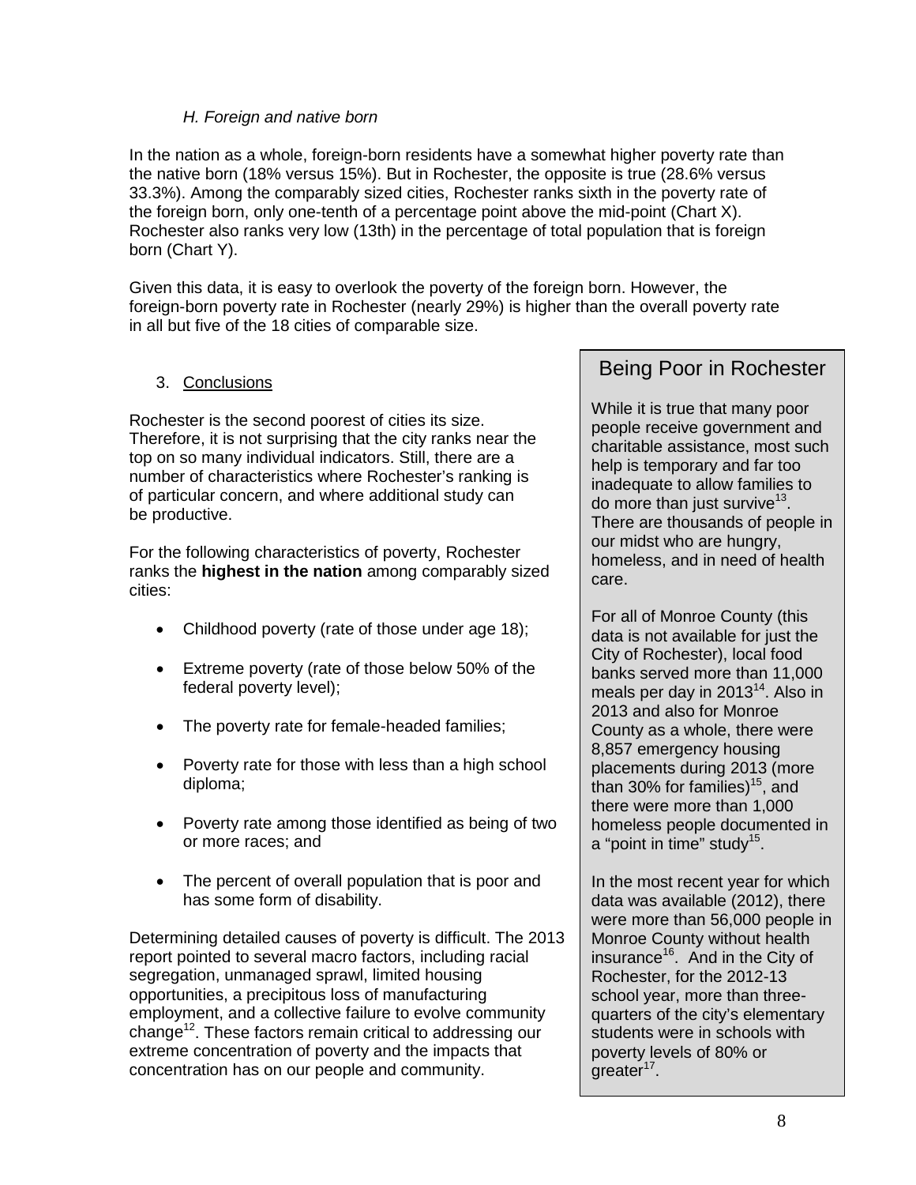### *H. Foreign and native born*

In the nation as a whole, foreign-born residents have a somewhat higher poverty rate than the native born (18% versus 15%). But in Rochester, the opposite is true (28.6% versus 33.3%). Among the comparably sized cities, Rochester ranks sixth in the poverty rate of the foreign born, only one-tenth of a percentage point above the mid-point (Chart X). Rochester also ranks very low (13th) in the percentage of total population that is foreign born (Chart Y).

Given this data, it is easy to overlook the poverty of the foreign born. However, the foreign-born poverty rate in Rochester (nearly 29%) is higher than the overall poverty rate in all but five of the 18 cities of comparable size.

## 3. Conclusions

Rochester is the second poorest of cities its size. Therefore, it is not surprising that the city ranks near the top on so many individual indicators. Still, there are a number of characteristics where Rochester's ranking is of particular concern, and where additional study can be productive.

For the following characteristics of poverty, Rochester ranks the **highest in the nation** among comparably sized cities:

- Childhood poverty (rate of those under age 18);
- Extreme poverty (rate of those below 50% of the federal poverty level);
- The poverty rate for female-headed families;
- Poverty rate for those with less than a high school diploma;
- Poverty rate among those identified as being of two or more races; and
- The percent of overall population that is poor and has some form of disability.

Determining detailed causes of poverty is difficult. The 2013 report pointed to several macro factors, including racial segregation, unmanaged sprawl, limited housing opportunities, a precipitous loss of manufacturing employment, and a collective failure to evolve community change[12]. These factors remain critical to addressing our extreme concentration of poverty and the impacts that concentration has on our people and community.

> **Being Poor in Rochester**
>
> While it is true that many poor people receive government and charitable assistance, most such help is temporary and far too inadequate to allow families to do more than just survive[13]. There are thousands of people in our midst who are hungry, homeless, and in need of health care.
>
> For all of Monroe County (this data is not available for just the City of Rochester), local food banks served more than 11,000 meals per day in 2013[14]. Also in 2013 and also for Monroe County as a whole, there were 8,857 emergency housing placements during 2013 (more than 30% for families)[15], and there were more than 1,000 homeless people documented in a "point in time" study[15].
>
> In the most recent year for which data was available (2012), there were more than 56,000 people in Monroe County without health insurance[16]. And in the City of Rochester, for the 2012-13 school year, more than three-quarters of the city's elementary students were in schools with poverty levels of 80% or greater[17].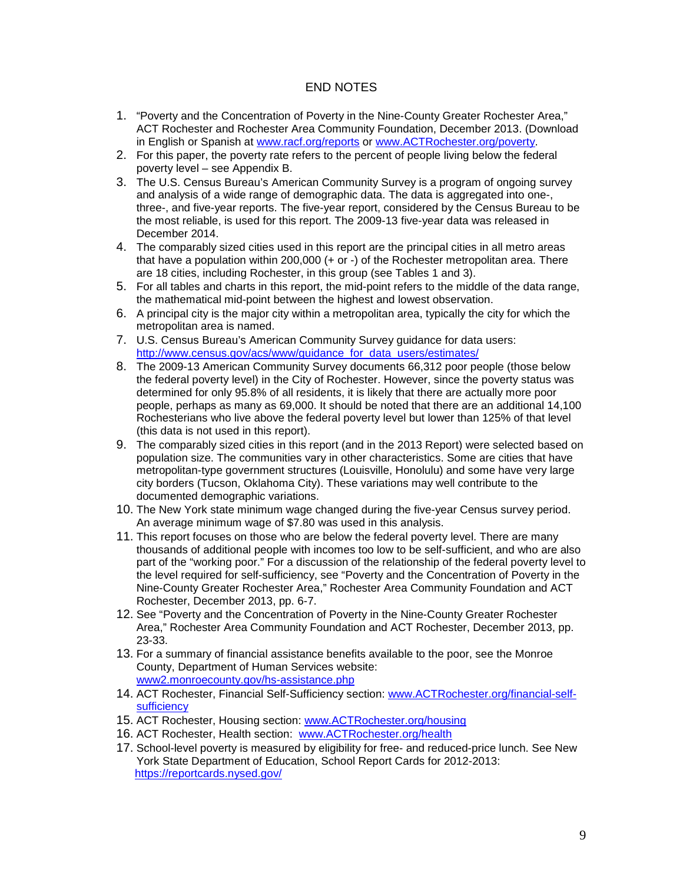# END NOTES

1. "Poverty and the Concentration of Poverty in the Nine-County Greater Rochester Area," ACT Rochester and Rochester Area Community Foundation, December 2013. (Download in English or Spanish at www.racf.org/reports or www.ACTRochester.org/poverty.
2. For this paper, the poverty rate refers to the percent of people living below the federal poverty level – see Appendix B.
3. The U.S. Census Bureau's American Community Survey is a program of ongoing survey and analysis of a wide range of demographic data. The data is aggregated into one-, three-, and five-year reports. The five-year report, considered by the Census Bureau to be the most reliable, is used for this report. The 2009-13 five-year data was released in December 2014.
4. The comparably sized cities used in this report are the principal cities in all metro areas that have a population within 200,000 (+ or -) of the Rochester metropolitan area. There are 18 cities, including Rochester, in this group (see Tables 1 and 3).
5. For all tables and charts in this report, the mid-point refers to the middle of the data range, the mathematical mid-point between the highest and lowest observation.
6. A principal city is the major city within a metropolitan area, typically the city for which the metropolitan area is named.
7. U.S. Census Bureau's American Community Survey guidance for data users: http://www.census.gov/acs/www/guidance_for_data_users/estimates/
8. The 2009-13 American Community Survey documents 66,312 poor people (those below the federal poverty level) in the City of Rochester. However, since the poverty status was determined for only 95.8% of all residents, it is likely that there are actually more poor people, perhaps as many as 69,000. It should be noted that there are an additional 14,100 Rochesterians who live above the federal poverty level but lower than 125% of that level (this data is not used in this report).
9. The comparably sized cities in this report (and in the 2013 Report) were selected based on population size. The communities vary in other characteristics. Some are cities that have metropolitan-type government structures (Louisville, Honolulu) and some have very large city borders (Tucson, Oklahoma City). These variations may well contribute to the documented demographic variations.
10. The New York state minimum wage changed during the five-year Census survey period. An average minimum wage of $7.80 was used in this analysis.
11. This report focuses on those who are below the federal poverty level. There are many thousands of additional people with incomes too low to be self-sufficient, and who are also part of the "working poor." For a discussion of the relationship of the federal poverty level to the level required for self-sufficiency, see "Poverty and the Concentration of Poverty in the Nine-County Greater Rochester Area," Rochester Area Community Foundation and ACT Rochester, December 2013, pp. 6-7.
12. See "Poverty and the Concentration of Poverty in the Nine-County Greater Rochester Area," Rochester Area Community Foundation and ACT Rochester, December 2013, pp. 23-33.
13. For a summary of financial assistance benefits available to the poor, see the Monroe County, Department of Human Services website: www2.monroecounty.gov/hs-assistance.php
14. ACT Rochester, Financial Self-Sufficiency section: www.ACTRochester.org/financial-self-sufficiency
15. ACT Rochester, Housing section: www.ACTRochester.org/housing
16. ACT Rochester, Health section: www.ACTRochester.org/health
17. School-level poverty is measured by eligibility for free- and reduced-price lunch. See New York State Department of Education, School Report Cards for 2012-2013: https://reportcards.nysed.gov/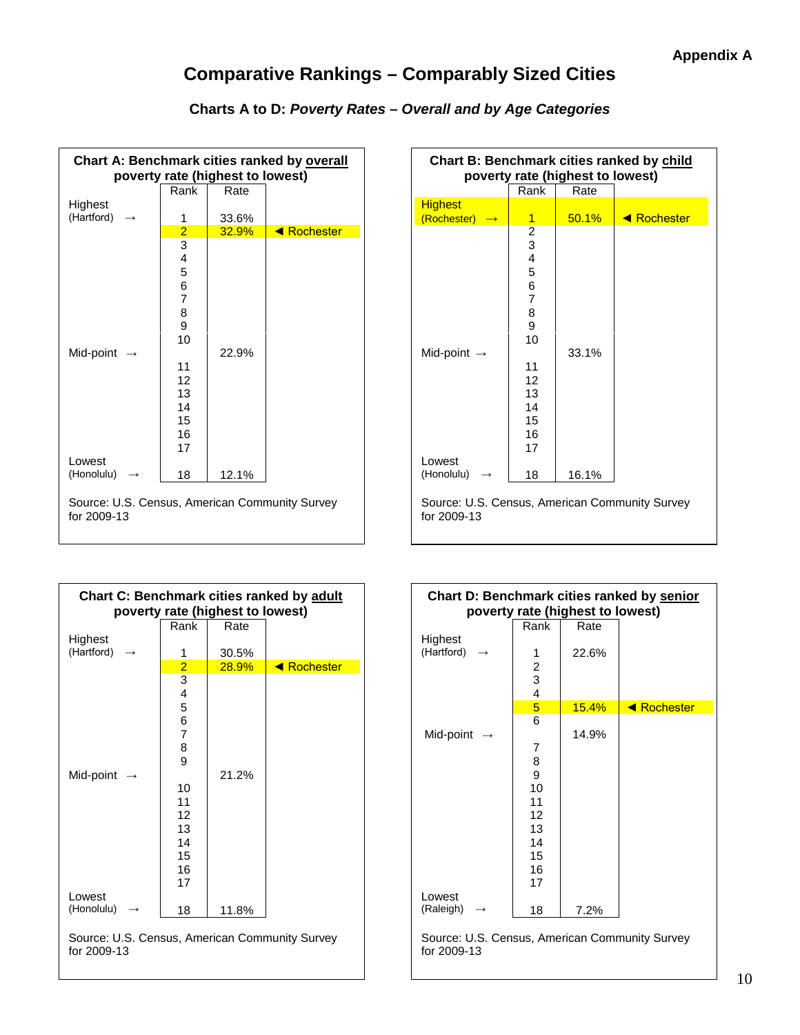Appendix A

# Comparative Rankings – Comparably Sized Cities

### Charts A to D: *Poverty Rates – Overall and by Age Categories*

**Chart A: Benchmark cities ranked by overall poverty rate (highest to lowest)**

| | Rank | Rate | |
|---|---|---|---|
| Highest (Hartford) → | 1 | 33.6% | |
| | 2 | 32.9% | ◄ Rochester |
| | 3 | | |
| | 4 | | |
| | 5 | | |
| | 6 | | |
| | 7 | | |
| | 8 | | |
| | 9 | | |
| | 10 | | |
| Mid-point → | | 22.9% | |
| | 11 | | |
| | 12 | | |
| | 13 | | |
| | 14 | | |
| | 15 | | |
| | 16 | | |
| | 17 | | |
| Lowest (Honolulu) → | 18 | 12.1% | |

Source: U.S. Census, American Community Survey for 2009-13

**Chart B: Benchmark cities ranked by child poverty rate (highest to lowest)**

| | Rank | Rate | |
|---|---|---|---|
| Highest (Rochester) → | 1 | 50.1% | ◄ Rochester |
| | 2 | | |
| | 3 | | |
| | 4 | | |
| | 5 | | |
| | 6 | | |
| | 7 | | |
| | 8 | | |
| | 9 | | |
| | 10 | | |
| Mid-point → | | 33.1% | |
| | 11 | | |
| | 12 | | |
| | 13 | | |
| | 14 | | |
| | 15 | | |
| | 16 | | |
| | 17 | | |
| Lowest (Honolulu) → | 18 | 16.1% | |

Source: U.S. Census, American Community Survey for 2009-13

**Chart C: Benchmark cities ranked by adult poverty rate (highest to lowest)**

| | Rank | Rate | |
|---|---|---|---|
| Highest (Hartford) → | 1 | 30.5% | |
| | 2 | 28.9% | ◄ Rochester |
| | 3 | | |
| | 4 | | |
| | 5 | | |
| | 6 | | |
| | 7 | | |
| | 8 | | |
| | 9 | | |
| Mid-point → | | 21.2% | |
| | 10 | | |
| | 11 | | |
| | 12 | | |
| | 13 | | |
| | 14 | | |
| | 15 | | |
| | 16 | | |
| | 17 | | |
| Lowest (Honolulu) → | 18 | 11.8% | |

Source: U.S. Census, American Community Survey for 2009-13

**Chart D: Benchmark cities ranked by senior poverty rate (highest to lowest)**

| | Rank | Rate | |
|---|---|---|---|
| Highest (Hartford) → | 1 | 22.6% | |
| | 2 | | |
| | 3 | | |
| | 4 | | |
| | 5 | 15.4% | ◄ Rochester |
| | 6 | | |
| Mid-point → | | 14.9% | |
| | 7 | | |
| | 8 | | |
| | 9 | | |
| | 10 | | |
| | 11 | | |
| | 12 | | |
| | 13 | | |
| | 14 | | |
| | 15 | | |
| | 16 | | |
| | 17 | | |
| Lowest (Raleigh) → | 18 | 7.2% | |

Source: U.S. Census, American Community Survey for 2009-13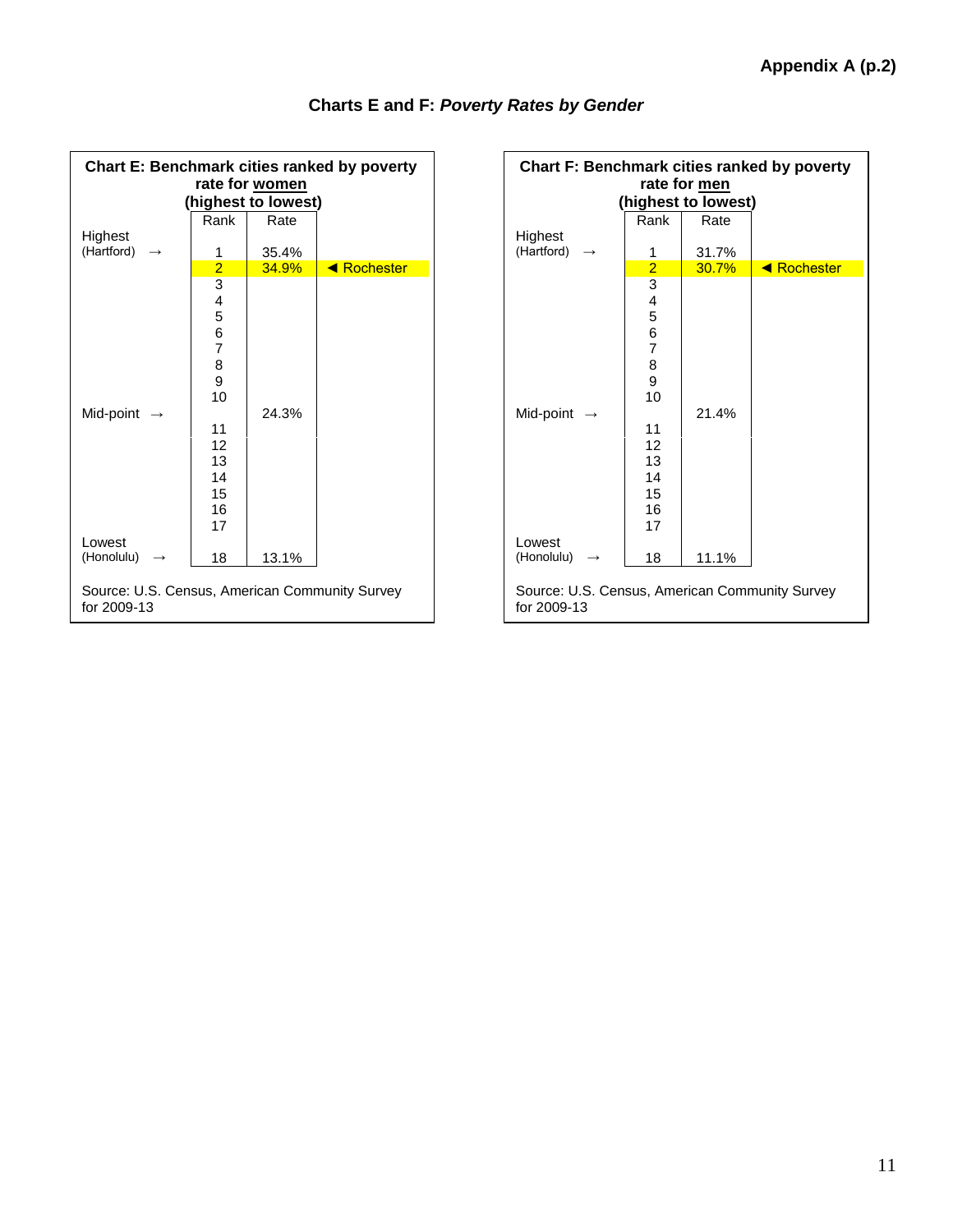Appendix A (p.2)

## Charts E and F: *Poverty Rates by Gender*

### Chart E: Benchmark cities ranked by poverty rate for women (highest to lowest)

| | Rank | Rate | |
|---|---|---|---|
| Highest (Hartford) → | 1 | 35.4% | |
| | 2 | 34.9% | ◄ Rochester |
| | 3 | | |
| | 4 | | |
| | 5 | | |
| | 6 | | |
| | 7 | | |
| | 8 | | |
| | 9 | | |
| | 10 | | |
| Mid-point → | | 24.3% | |
| | 11 | | |
| | 12 | | |
| | 13 | | |
| | 14 | | |
| | 15 | | |
| | 16 | | |
| | 17 | | |
| Lowest (Honolulu) → | 18 | 13.1% | |

Source: U.S. Census, American Community Survey for 2009-13

### Chart F: Benchmark cities ranked by poverty rate for men (highest to lowest)

| | Rank | Rate | |
|---|---|---|---|
| Highest (Hartford) → | 1 | 31.7% | |
| | 2 | 30.7% | ◄ Rochester |
| | 3 | | |
| | 4 | | |
| | 5 | | |
| | 6 | | |
| | 7 | | |
| | 8 | | |
| | 9 | | |
| | 10 | | |
| Mid-point → | | 21.4% | |
| | 11 | | |
| | 12 | | |
| | 13 | | |
| | 14 | | |
| | 15 | | |
| | 16 | | |
| | 17 | | |
| Lowest (Honolulu) → | 18 | 11.1% | |

Source: U.S. Census, American Community Survey for 2009-13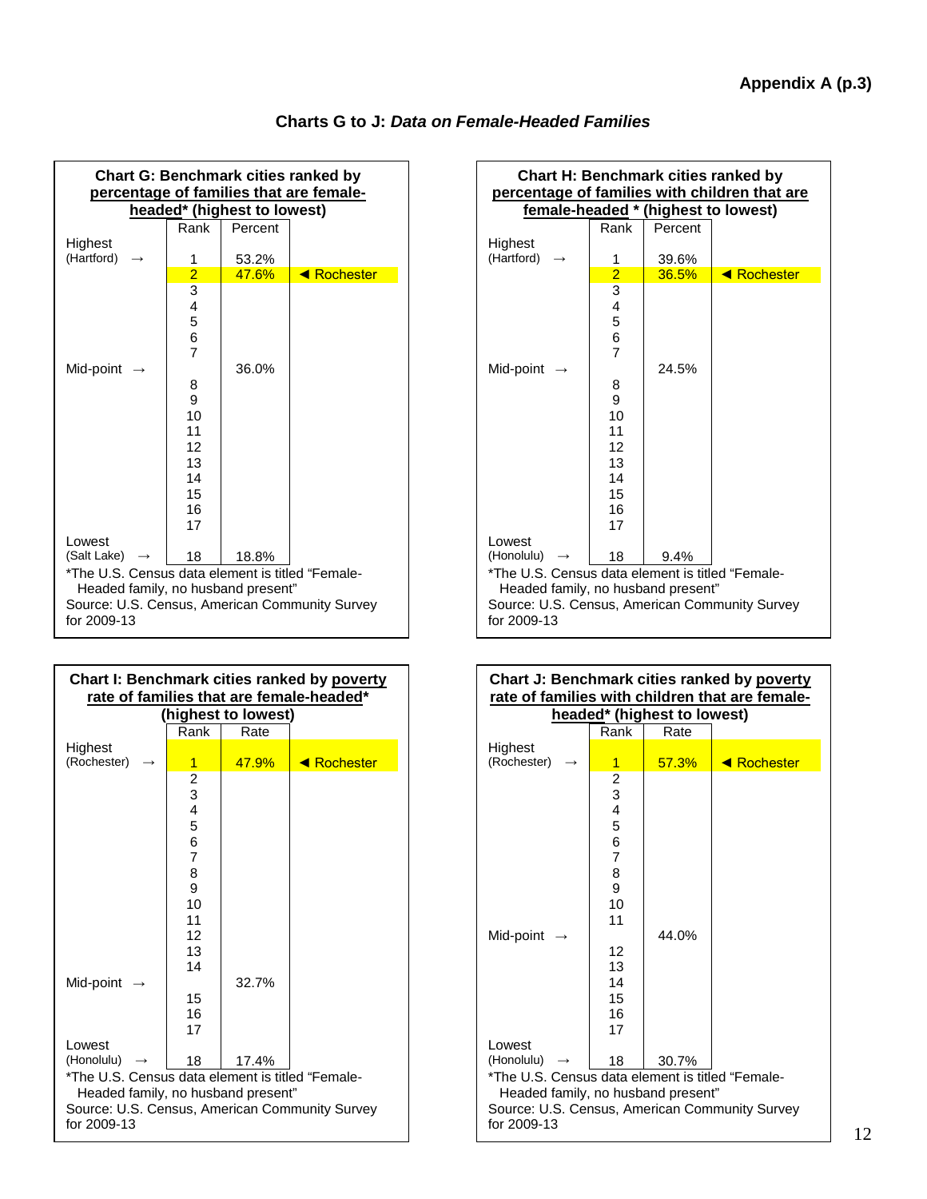Appendix A (p.3)

## Charts G to J: *Data on Female-Headed Families*

### Chart G: Benchmark cities ranked by percentage of families that are female-headed* (highest to lowest)

| | Rank | Percent | |
|---|---|---|---|
| Highest (Hartford) → | 1 | 53.2% | |
| | 2 | 47.6% | ◄ Rochester |
| | 3 | | |
| | 4 | | |
| | 5 | | |
| | 6 | | |
| | 7 | | |
| Mid-point → | | 36.0% | |
| | 8 | | |
| | 9 | | |
| | 10 | | |
| | 11 | | |
| | 12 | | |
| | 13 | | |
| | 14 | | |
| | 15 | | |
| | 16 | | |
| | 17 | | |
| Lowest (Salt Lake) → | 18 | 18.8% | |

*The U.S. Census data element is titled "Female-Headed family, no husband present"
Source: U.S. Census, American Community Survey for 2009-13

### Chart H: Benchmark cities ranked by percentage of families with children that are female-headed * (highest to lowest)

| | Rank | Percent | |
|---|---|---|---|
| Highest (Hartford) → | 1 | 39.6% | |
| | 2 | 36.5% | ◄ Rochester |
| | 3 | | |
| | 4 | | |
| | 5 | | |
| | 6 | | |
| | 7 | | |
| Mid-point → | | 24.5% | |
| | 8 | | |
| | 9 | | |
| | 10 | | |
| | 11 | | |
| | 12 | | |
| | 13 | | |
| | 14 | | |
| | 15 | | |
| | 16 | | |
| | 17 | | |
| Lowest (Honolulu) → | 18 | 9.4% | |

*The U.S. Census data element is titled "Female-Headed family, no husband present"
Source: U.S. Census, American Community Survey for 2009-13

### Chart I: Benchmark cities ranked by poverty rate of families that are female-headed* (highest to lowest)

| | Rank | Rate | |
|---|---|---|---|
| Highest (Rochester) → | 1 | 47.9% | ◄ Rochester |
| | 2 | | |
| | 3 | | |
| | 4 | | |
| | 5 | | |
| | 6 | | |
| | 7 | | |
| | 8 | | |
| | 9 | | |
| | 10 | | |
| | 11 | | |
| | 12 | | |
| | 13 | | |
| | 14 | | |
| Mid-point → | | 32.7% | |
| | 15 | | |
| | 16 | | |
| | 17 | | |
| Lowest (Honolulu) → | 18 | 17.4% | |

*The U.S. Census data element is titled "Female-Headed family, no husband present"
Source: U.S. Census, American Community Survey for 2009-13

### Chart J: Benchmark cities ranked by poverty rate of families with children that are female-headed* (highest to lowest)

| | Rank | Rate | |
|---|---|---|---|
| Highest (Rochester) → | 1 | 57.3% | ◄ Rochester |
| | 2 | | |
| | 3 | | |
| | 4 | | |
| | 5 | | |
| | 6 | | |
| | 7 | | |
| | 8 | | |
| | 9 | | |
| | 10 | | |
| | 11 | | |
| Mid-point → | | 44.0% | |
| | 12 | | |
| | 13 | | |
| | 14 | | |
| | 15 | | |
| | 16 | | |
| | 17 | | |
| Lowest (Honolulu) → | 18 | 30.7% | |

*The U.S. Census data element is titled "Female-Headed family, no husband present"
Source: U.S. Census, American Community Survey for 2009-13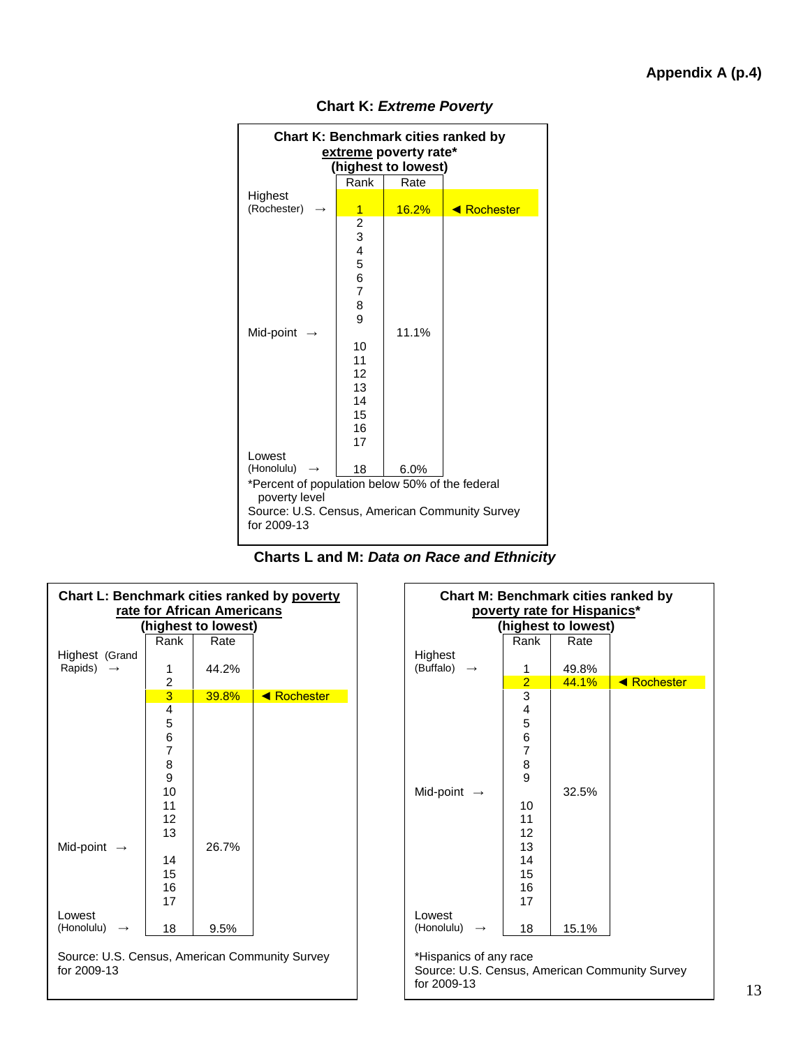**Appendix A (p.4)**

## Chart K: *Extreme Poverty*

**Chart K: Benchmark cities ranked by extreme poverty rate* (highest to lowest)**

| | Rank | Rate | |
|---|---|---|---|
| Highest (Rochester) → | 1 | 16.2% | ◄ Rochester |
| | 2 | | |
| | 3 | | |
| | 4 | | |
| | 5 | | |
| | 6 | | |
| | 7 | | |
| | 8 | | |
| | 9 | | |
| Mid-point → | | 11.1% | |
| | 10 | | |
| | 11 | | |
| | 12 | | |
| | 13 | | |
| | 14 | | |
| | 15 | | |
| | 16 | | |
| | 17 | | |
| Lowest (Honolulu) → | 18 | 6.0% | |

*Percent of population below 50% of the federal poverty level

Source: U.S. Census, American Community Survey for 2009-13

## Charts L and M: *Data on Race and Ethnicity*

**Chart L: Benchmark cities ranked by poverty rate for African Americans (highest to lowest)**

| | Rank | Rate | |
|---|---|---|---|
| Highest (Grand Rapids) → | 1 | 44.2% | |
| | 2 | | |
| | 3 | 39.8% | ◄ Rochester |
| | 4 | | |
| | 5 | | |
| | 6 | | |
| | 7 | | |
| | 8 | | |
| | 9 | | |
| | 10 | | |
| | 11 | | |
| | 12 | | |
| | 13 | | |
| Mid-point → | | 26.7% | |
| | 14 | | |
| | 15 | | |
| | 16 | | |
| | 17 | | |
| Lowest (Honolulu) → | 18 | 9.5% | |

Source: U.S. Census, American Community Survey for 2009-13

**Chart M: Benchmark cities ranked by poverty rate for Hispanics* (highest to lowest)**

| | Rank | Rate | |
|---|---|---|---|
| Highest (Buffalo) → | 1 | 49.8% | |
| | 2 | 44.1% | ◄ Rochester |
| | 3 | | |
| | 4 | | |
| | 5 | | |
| | 6 | | |
| | 7 | | |
| | 8 | | |
| | 9 | | |
| Mid-point → | | 32.5% | |
| | 10 | | |
| | 11 | | |
| | 12 | | |
| | 13 | | |
| | 14 | | |
| | 15 | | |
| | 16 | | |
| | 17 | | |
| Lowest (Honolulu) → | 18 | 15.1% | |

*Hispanics of any race

Source: U.S. Census, American Community Survey for 2009-13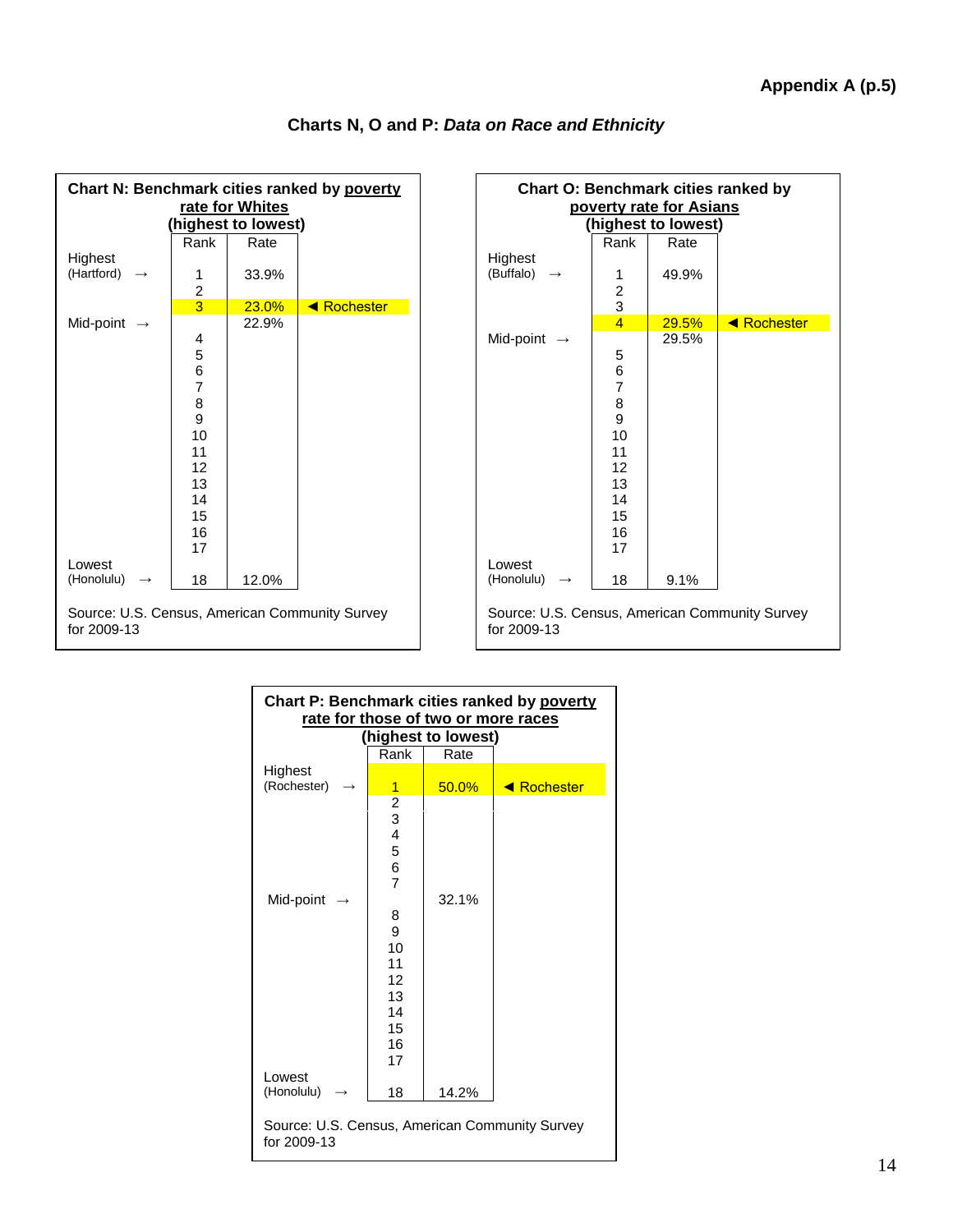**Appendix A (p.5)**

## Charts N, O and P: *Data on Race and Ethnicity*

### Chart N: Benchmark cities ranked by <u>poverty rate for Whites</u> (highest to lowest)

| | Rank | Rate | |
|---|---|---|---|
| Highest (Hartford) → | 1 | 33.9% | |
| | 2 | | |
| | 3 | 23.0% | ◄ Rochester |
| Mid-point → | | 22.9% | |
| | 4 | | |
| | 5 | | |
| | 6 | | |
| | 7 | | |
| | 8 | | |
| | 9 | | |
| | 10 | | |
| | 11 | | |
| | 12 | | |
| | 13 | | |
| | 14 | | |
| | 15 | | |
| | 16 | | |
| | 17 | | |
| Lowest (Honolulu) → | 18 | 12.0% | |

Source: U.S. Census, American Community Survey for 2009-13

### Chart O: Benchmark cities ranked by <u>poverty rate for Asians</u> (highest to lowest)

| | Rank | Rate | |
|---|---|---|---|
| Highest (Buffalo) → | 1 | 49.9% | |
| | 2 | | |
| | 3 | | |
| | 4 | 29.5% | ◄ Rochester |
| Mid-point → | | 29.5% | |
| | 5 | | |
| | 6 | | |
| | 7 | | |
| | 8 | | |
| | 9 | | |
| | 10 | | |
| | 11 | | |
| | 12 | | |
| | 13 | | |
| | 14 | | |
| | 15 | | |
| | 16 | | |
| | 17 | | |
| Lowest (Honolulu) → | 18 | 9.1% | |

Source: U.S. Census, American Community Survey for 2009-13

### Chart P: Benchmark cities ranked by <u>poverty rate for those of two or more races</u> (highest to lowest)

| | Rank | Rate | |
|---|---|---|---|
| Highest (Rochester) → | 1 | 50.0% | ◄ Rochester |
| | 2 | | |
| | 3 | | |
| | 4 | | |
| | 5 | | |
| | 6 | | |
| | 7 | | |
| Mid-point → | | 32.1% | |
| | 8 | | |
| | 9 | | |
| | 10 | | |
| | 11 | | |
| | 12 | | |
| | 13 | | |
| | 14 | | |
| | 15 | | |
| | 16 | | |
| | 17 | | |
| Lowest (Honolulu) → | 18 | 14.2% | |

Source: U.S. Census, American Community Survey for 2009-13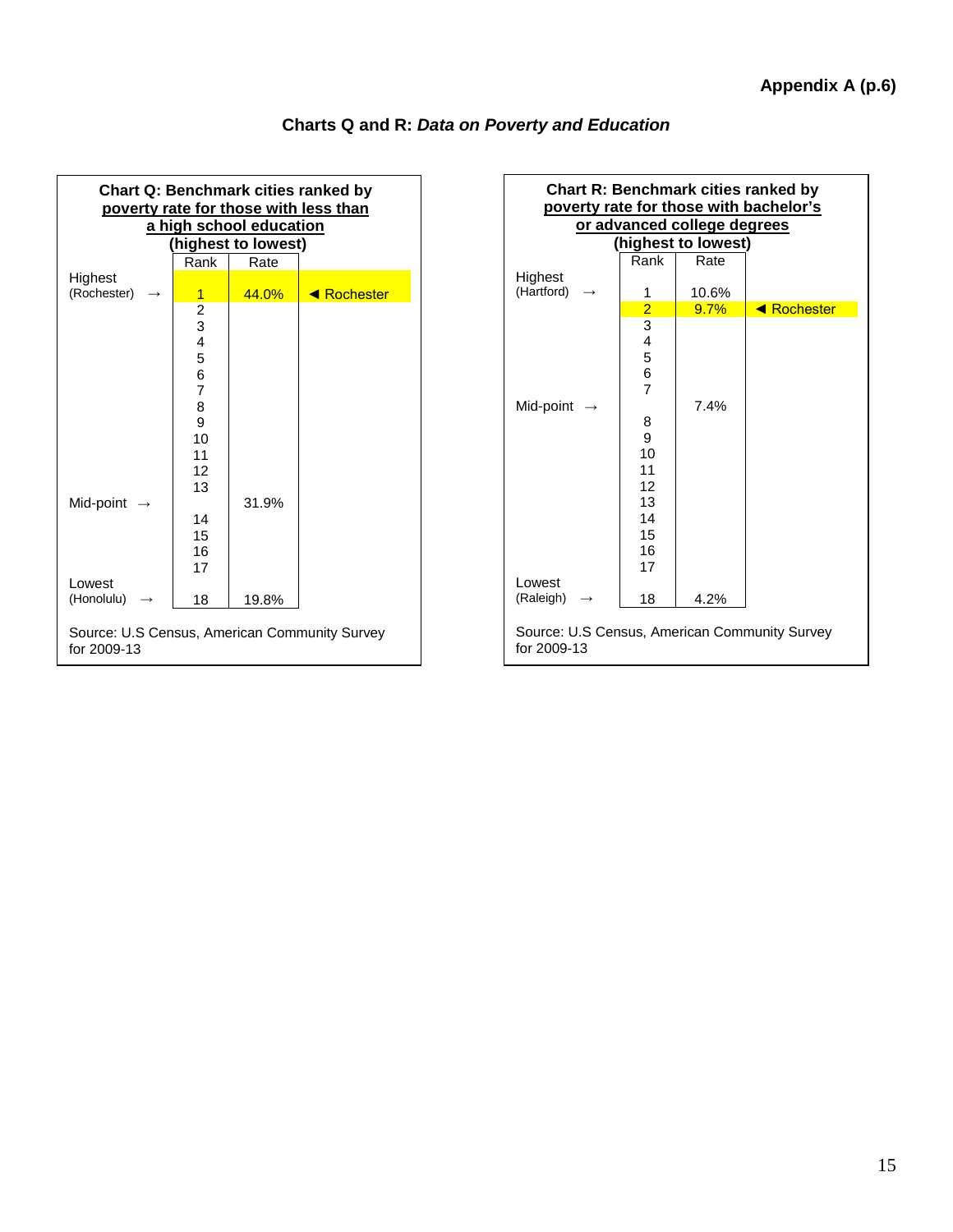**Appendix A (p.6)**

## Charts Q and R: *Data on Poverty and Education*

### Chart Q: Benchmark cities ranked by poverty rate for those with less than a high school education (highest to lowest)

| | Rank | Rate | |
|---|---|---|---|
| Highest (Rochester) → | 1 | 44.0% | ◄ Rochester |
| | 2 | | |
| | 3 | | |
| | 4 | | |
| | 5 | | |
| | 6 | | |
| | 7 | | |
| | 8 | | |
| | 9 | | |
| | 10 | | |
| | 11 | | |
| | 12 | | |
| | 13 | | |
| Mid-point → | | 31.9% | |
| | 14 | | |
| | 15 | | |
| | 16 | | |
| | 17 | | |
| Lowest (Honolulu) → | 18 | 19.8% | |

Source: U.S Census, American Community Survey for 2009-13

### Chart R: Benchmark cities ranked by poverty rate for those with bachelor's or advanced college degrees (highest to lowest)

| | Rank | Rate | |
|---|---|---|---|
| Highest (Hartford) → | 1 | 10.6% | |
| | 2 | 9.7% | ◄ Rochester |
| | 3 | | |
| | 4 | | |
| | 5 | | |
| | 6 | | |
| | 7 | | |
| Mid-point → | | 7.4% | |
| | 8 | | |
| | 9 | | |
| | 10 | | |
| | 11 | | |
| | 12 | | |
| | 13 | | |
| | 14 | | |
| | 15 | | |
| | 16 | | |
| | 17 | | |
| Lowest (Raleigh) → | 18 | 4.2% | |

Source: U.S Census, American Community Survey for 2009-13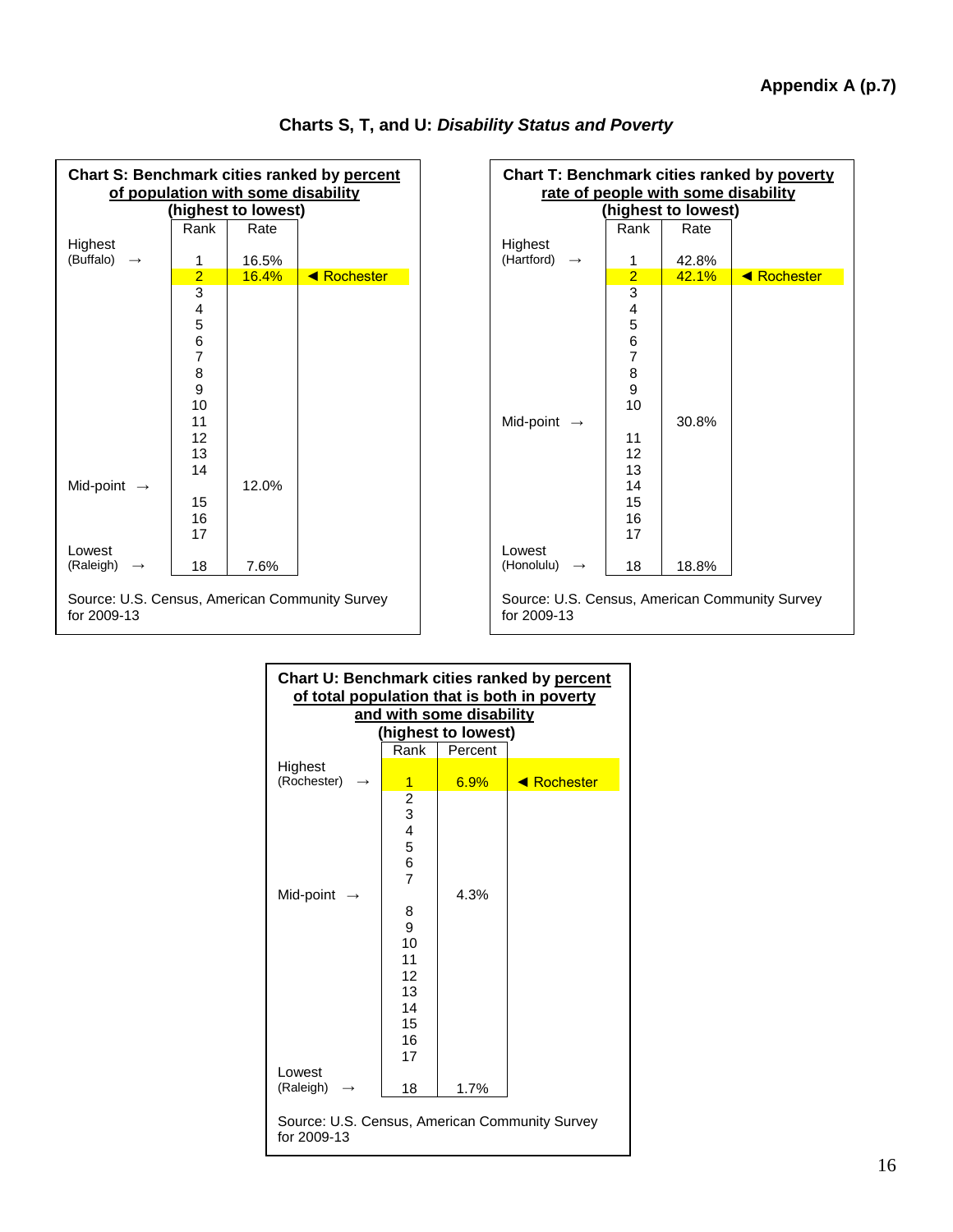Appendix A (p.7)

## Charts S, T, and U: *Disability Status and Poverty*

### Chart S: Benchmark cities ranked by percent of population with some disability (highest to lowest)

| | Rank | Rate | |
|---|---|---|---|
| Highest (Buffalo) → | 1 | 16.5% | |
| | 2 | 16.4% | ◄ Rochester |
| | 3 | | |
| | 4 | | |
| | 5 | | |
| | 6 | | |
| | 7 | | |
| | 8 | | |
| | 9 | | |
| | 10 | | |
| | 11 | | |
| | 12 | | |
| | 13 | | |
| | 14 | | |
| Mid-point → | | 12.0% | |
| | 15 | | |
| | 16 | | |
| | 17 | | |
| Lowest (Raleigh) → | 18 | 7.6% | |

Source: U.S. Census, American Community Survey for 2009-13

### Chart T: Benchmark cities ranked by poverty rate of people with some disability (highest to lowest)

| | Rank | Rate | |
|---|---|---|---|
| Highest (Hartford) → | 1 | 42.8% | |
| | 2 | 42.1% | ◄ Rochester |
| | 3 | | |
| | 4 | | |
| | 5 | | |
| | 6 | | |
| | 7 | | |
| | 8 | | |
| | 9 | | |
| | 10 | | |
| Mid-point → | | 30.8% | |
| | 11 | | |
| | 12 | | |
| | 13 | | |
| | 14 | | |
| | 15 | | |
| | 16 | | |
| | 17 | | |
| Lowest (Honolulu) → | 18 | 18.8% | |

Source: U.S. Census, American Community Survey for 2009-13

### Chart U: Benchmark cities ranked by percent of total population that is both in poverty and with some disability (highest to lowest)

| | Rank | Percent | |
|---|---|---|---|
| Highest (Rochester) → | 1 | 6.9% | ◄ Rochester |
| | 2 | | |
| | 3 | | |
| | 4 | | |
| | 5 | | |
| | 6 | | |
| | 7 | | |
| Mid-point → | | 4.3% | |
| | 8 | | |
| | 9 | | |
| | 10 | | |
| | 11 | | |
| | 12 | | |
| | 13 | | |
| | 14 | | |
| | 15 | | |
| | 16 | | |
| | 17 | | |
| Lowest (Raleigh) → | 18 | 1.7% | |

Source: U.S. Census, American Community Survey for 2009-13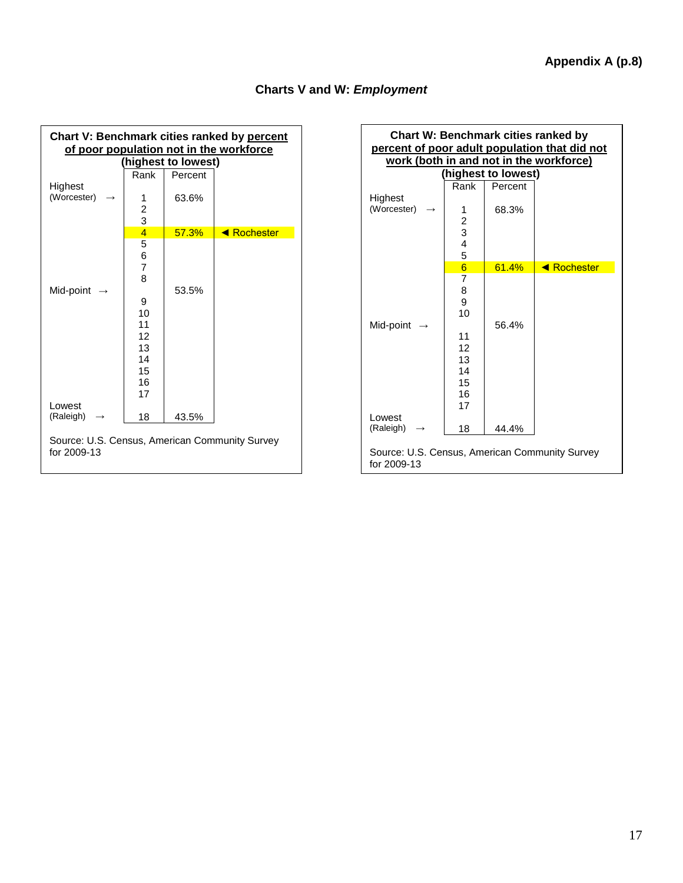Appendix A (p.8)

## Charts V and W: *Employment*

### Chart V: Benchmark cities ranked by percent of poor population not in the workforce (highest to lowest)

| | Rank | Percent | |
|---|---|---|---|
| Highest (Worcester) → | 1 | 63.6% | |
| | 2 | | |
| | 3 | | |
| | 4 | 57.3% | ◄ Rochester |
| | 5 | | |
| | 6 | | |
| | 7 | | |
| | 8 | | |
| Mid-point → | | 53.5% | |
| | 9 | | |
| | 10 | | |
| | 11 | | |
| | 12 | | |
| | 13 | | |
| | 14 | | |
| | 15 | | |
| | 16 | | |
| | 17 | | |
| Lowest (Raleigh) → | 18 | 43.5% | |

Source: U.S. Census, American Community Survey for 2009-13

### Chart W: Benchmark cities ranked by percent of poor adult population that did not work (both in and not in the workforce) (highest to lowest)

| | Rank | Percent | |
|---|---|---|---|
| Highest (Worcester) → | 1 | 68.3% | |
| | 2 | | |
| | 3 | | |
| | 4 | | |
| | 5 | | |
| | 6 | 61.4% | ◄ Rochester |
| | 7 | | |
| | 8 | | |
| | 9 | | |
| | 10 | | |
| Mid-point → | | 56.4% | |
| | 11 | | |
| | 12 | | |
| | 13 | | |
| | 14 | | |
| | 15 | | |
| | 16 | | |
| | 17 | | |
| Lowest (Raleigh) → | 18 | 44.4% | |

Source: U.S. Census, American Community Survey for 2009-13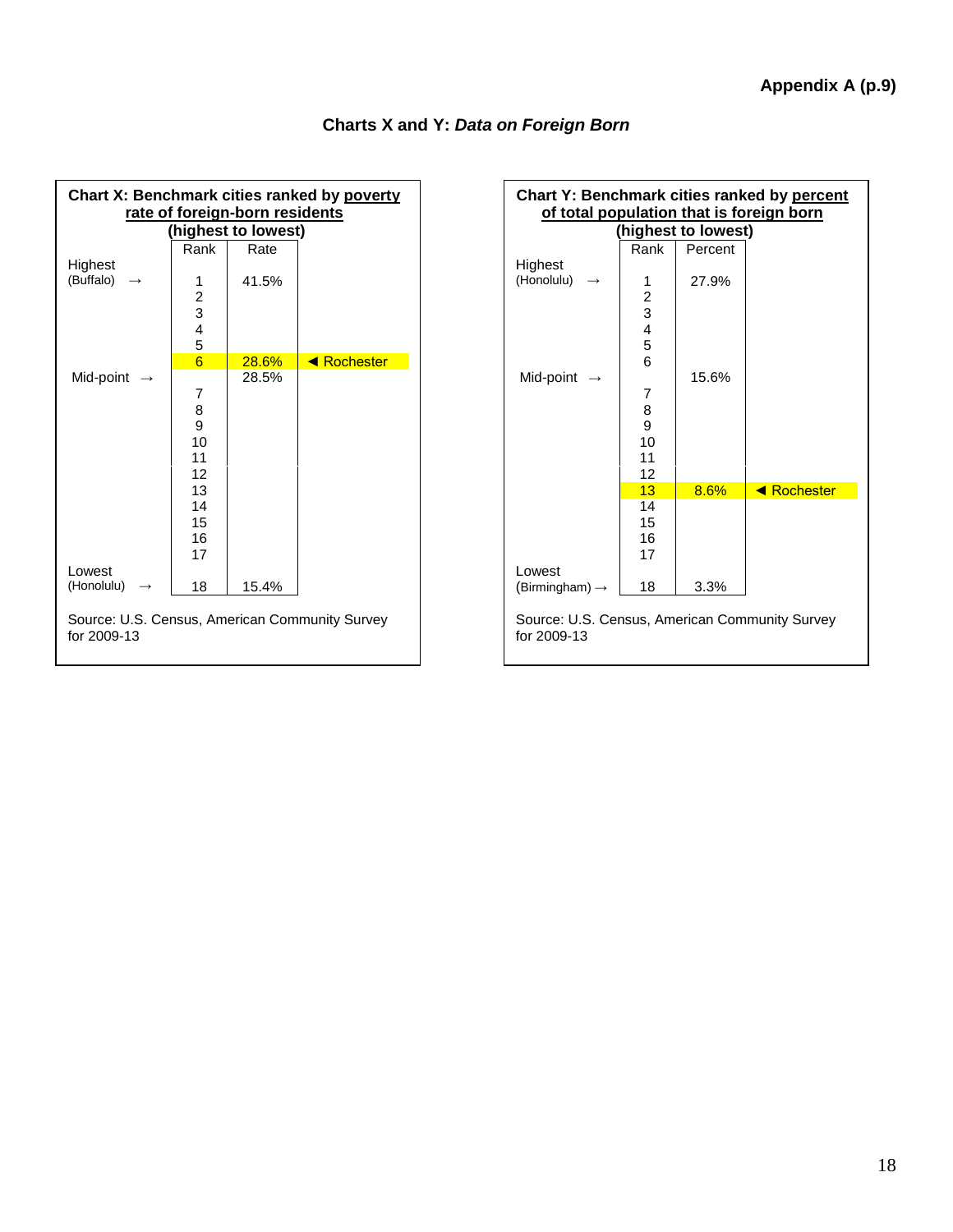Appendix A (p.9)

## Charts X and Y: *Data on Foreign Born*

### Chart X: Benchmark cities ranked by <u>poverty rate of foreign-born residents</u> (highest to lowest)

| | Rank | Rate | |
|---|---|---|---|
| Highest (Buffalo) → | 1 | 41.5% | |
| | 2 | | |
| | 3 | | |
| | 4 | | |
| | 5 | | |
| | 6 | 28.6% | ◄ Rochester |
| Mid-point → | | 28.5% | |
| | 7 | | |
| | 8 | | |
| | 9 | | |
| | 10 | | |
| | 11 | | |
| | 12 | | |
| | 13 | | |
| | 14 | | |
| | 15 | | |
| | 16 | | |
| | 17 | | |
| Lowest (Honolulu) → | 18 | 15.4% | |

Source: U.S. Census, American Community Survey for 2009-13

### Chart Y: Benchmark cities ranked by <u>percent of total population that is foreign born</u> (highest to lowest)

| | Rank | Percent | |
|---|---|---|---|
| Highest (Honolulu) → | 1 | 27.9% | |
| | 2 | | |
| | 3 | | |
| | 4 | | |
| | 5 | | |
| | 6 | | |
| Mid-point → | | 15.6% | |
| | 7 | | |
| | 8 | | |
| | 9 | | |
| | 10 | | |
| | 11 | | |
| | 12 | | |
| | 13 | 8.6% | ◄ Rochester |
| | 14 | | |
| | 15 | | |
| | 16 | | |
| | 17 | | |
| Lowest (Birmingham) → | 18 | 3.3% | |

Source: U.S. Census, American Community Survey for 2009-13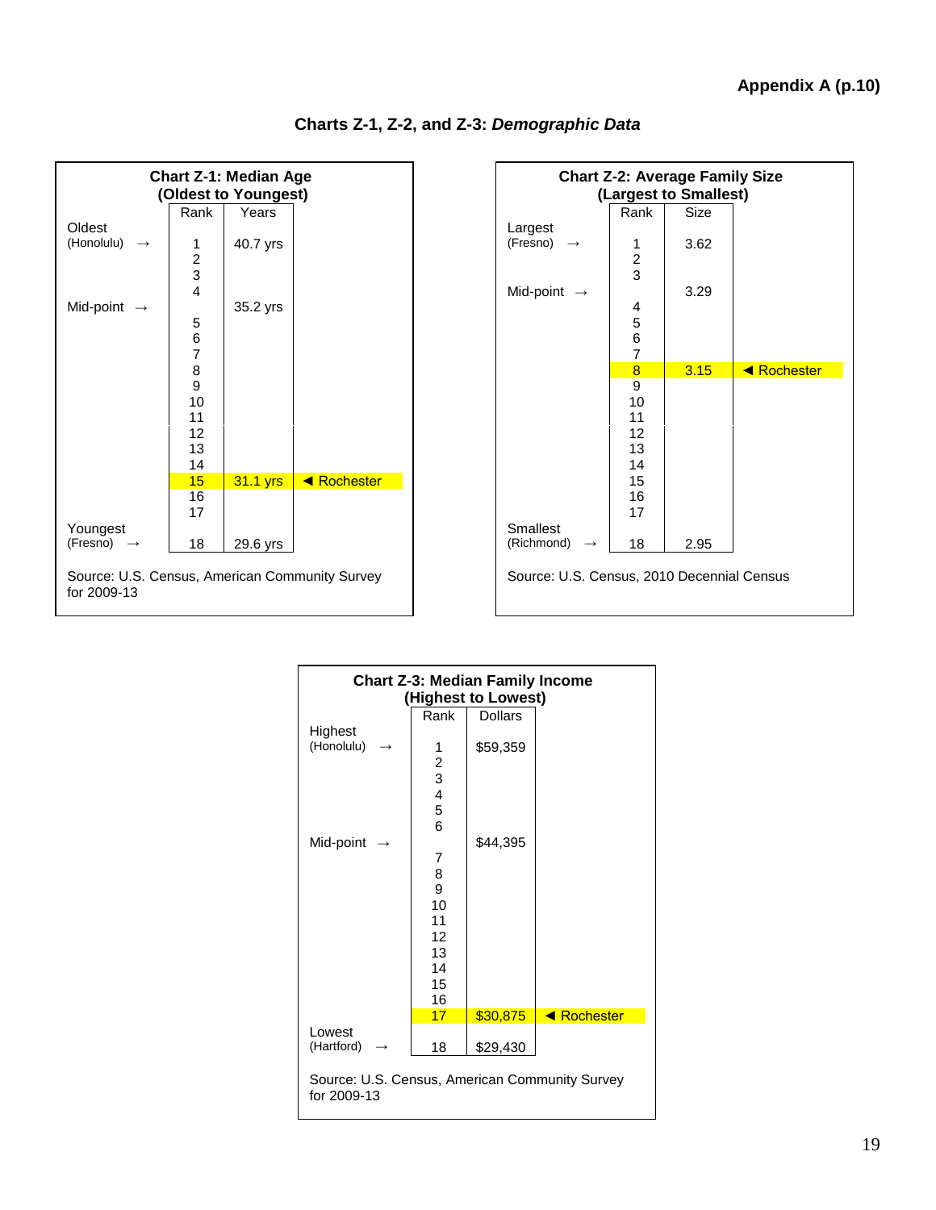Appendix A (p.10)

## Charts Z-1, Z-2, and Z-3: *Demographic Data*

### Chart Z-1: Median Age (Oldest to Youngest)

| | Rank | Years | |
|---|---|---|---|
| Oldest (Honolulu) → | 1 | 40.7 yrs | |
| | 2 | | |
| | 3 | | |
| | 4 | | |
| Mid-point → | | 35.2 yrs | |
| | 5 | | |
| | 6 | | |
| | 7 | | |
| | 8 | | |
| | 9 | | |
| | 10 | | |
| | 11 | | |
| | 12 | | |
| | 13 | | |
| | 14 | | |
| | 15 | 31.1 yrs | ◄ Rochester |
| | 16 | | |
| | 17 | | |
| Youngest (Fresno) → | 18 | 29.6 yrs | |

Source: U.S. Census, American Community Survey for 2009-13

### Chart Z-2: Average Family Size (Largest to Smallest)

| | Rank | Size | |
|---|---|---|---|
| Largest (Fresno) → | 1 | 3.62 | |
| | 2 | | |
| | 3 | | |
| Mid-point → | | 3.29 | |
| | 4 | | |
| | 5 | | |
| | 6 | | |
| | 7 | | |
| | 8 | 3.15 | ◄ Rochester |
| | 9 | | |
| | 10 | | |
| | 11 | | |
| | 12 | | |
| | 13 | | |
| | 14 | | |
| | 15 | | |
| | 16 | | |
| | 17 | | |
| Smallest (Richmond) → | 18 | 2.95 | |

Source: U.S. Census, 2010 Decennial Census

### Chart Z-3: Median Family Income (Highest to Lowest)

| | Rank | Dollars | |
|---|---|---|---|
| Highest (Honolulu) → | 1 | $59,359 | |
| | 2 | | |
| | 3 | | |
| | 4 | | |
| | 5 | | |
| | 6 | | |
| Mid-point → | | $44,395 | |
| | 7 | | |
| | 8 | | |
| | 9 | | |
| | 10 | | |
| | 11 | | |
| | 12 | | |
| | 13 | | |
| | 14 | | |
| | 15 | | |
| | 16 | | |
| | 17 | $30,875 | ◄ Rochester |
| Lowest (Hartford) → | 18 | $29,430 | |

Source: U.S. Census, American Community Survey for 2009-13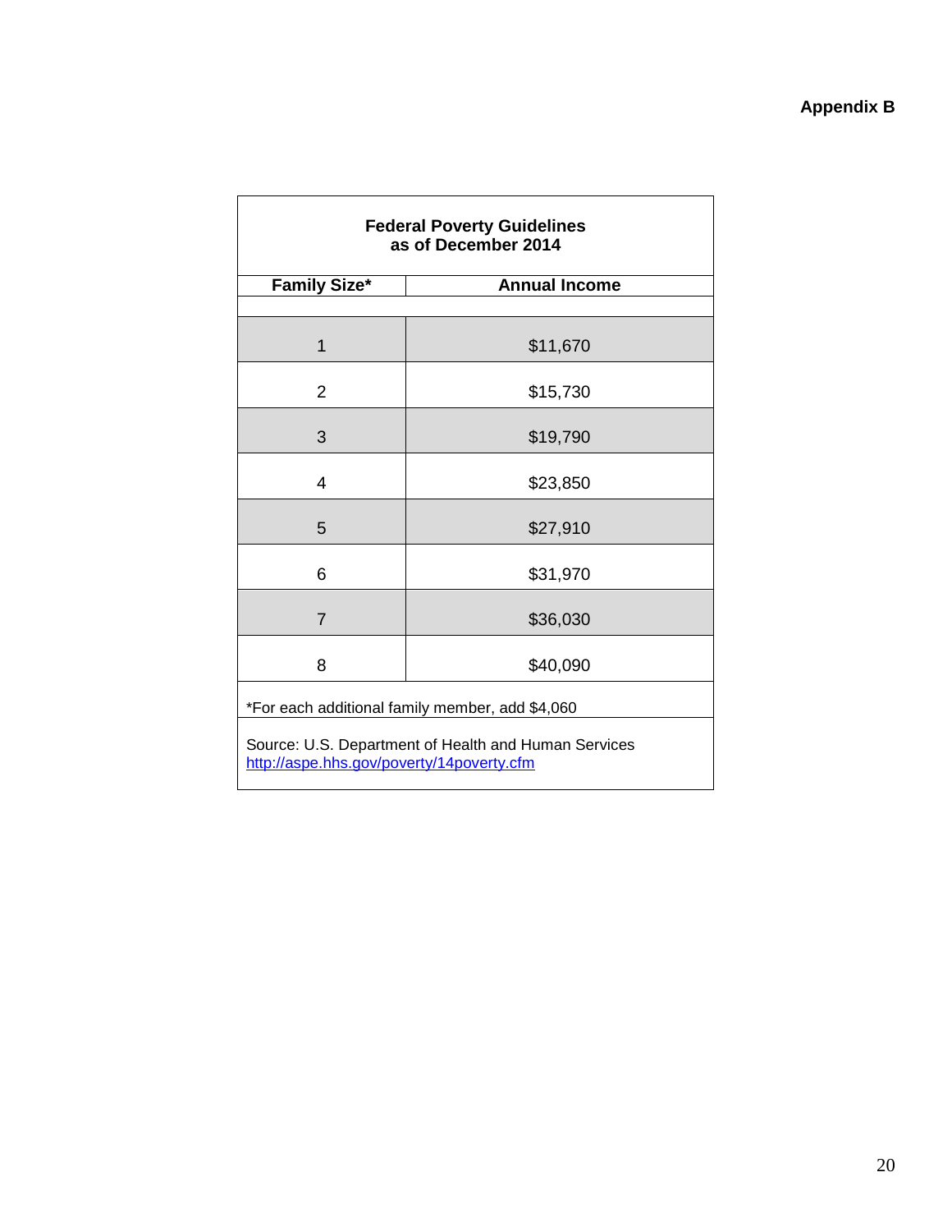**Appendix B**

| Federal Poverty Guidelines as of December 2014 | |
|---|---|
| **Family Size*** | **Annual Income** |
| 1 | $11,670 |
| 2 | $15,730 |
| 3 | $19,790 |
| 4 | $23,850 |
| 5 | $27,910 |
| 6 | $31,970 |
| 7 | $36,030 |
| 8 | $40,090 |

*For each additional family member, add $4,060

Source: U.S. Department of Health and Human Services
http://aspe.hhs.gov/poverty/14poverty.cfm